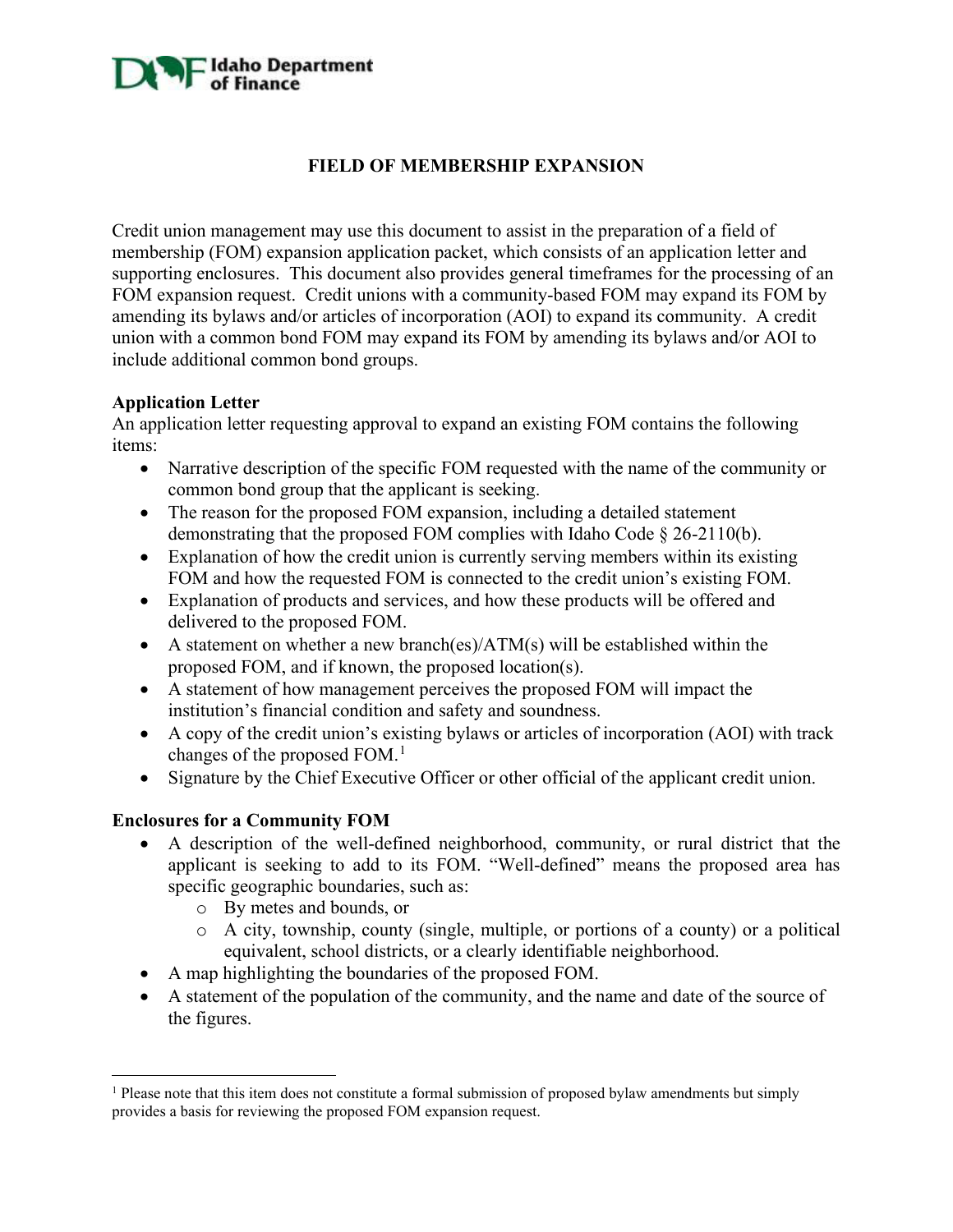# FIELD OF MEMBERSHIP EXPANSION

Credit union management may use this document to assist in the preparation of a field of membership (FOM) expansion application packet, which consists of an application letter and supporting enclosures. This document also provides general timeframes for the processing of an FOM expansion request. Credit unions with a community-based FOM may expand its FOM by amending its bylaws and/or articles of incorporation (AOI) to expand its community. A credit union with a common bond FOM may expand its FOM by amending its bylaws and/or AOI to include additional common bond groups.

**Application Letter**

An application letter requesting approval to expand an existing FOM contains the following items:

- Narrative description of the specific FOM requested with the name of the community or common bond group that the applicant is seeking.
- The reason for the proposed FOM expansion, including a detailed statement demonstrating that the proposed FOM complies with Idaho Code § 26-2110(b).
- Explanation of how the credit union is currently serving members within its existing FOM and how the requested FOM is connected to the credit union's existing FOM.
- Explanation of products and services, and how these products will be offered and delivered to the proposed FOM.
- A statement on whether a new branch(es)/ATM(s) will be established within the proposed FOM, and if known, the proposed location(s).
- A statement of how management perceives the proposed FOM will impact the institution's financial condition and safety and soundness.
- A copy of the credit union's existing bylaws or articles of incorporation (AOI) with track changes of the proposed FOM.[1]
- Signature by the Chief Executive Officer or other official of the applicant credit union.

**Enclosures for a Community FOM**

- A description of the well-defined neighborhood, community, or rural district that the applicant is seeking to add to its FOM. "Well-defined" means the proposed area has specific geographic boundaries, such as:
  - By metes and bounds, or
  - A city, township, county (single, multiple, or portions of a county) or a political equivalent, school districts, or a clearly identifiable neighborhood.
- A map highlighting the boundaries of the proposed FOM.
- A statement of the population of the community, and the name and date of the source of the figures.

[1] Please note that this item does not constitute a formal submission of proposed bylaw amendments but simply provides a basis for reviewing the proposed FOM expansion request.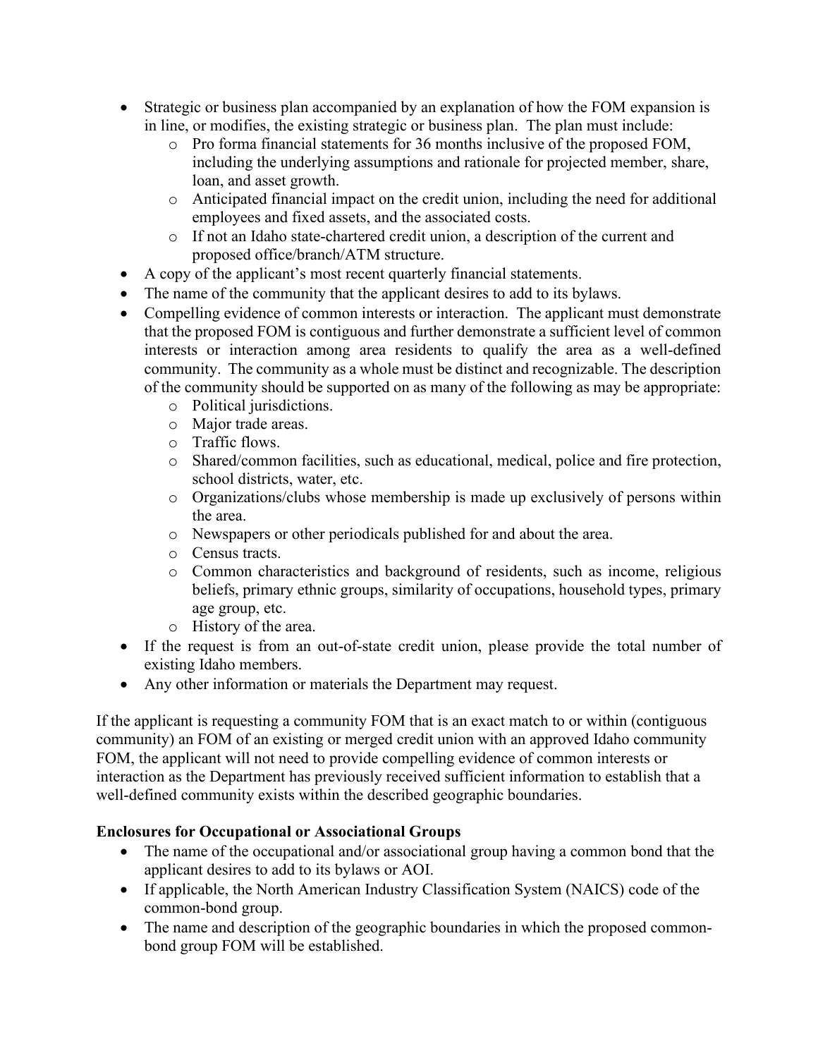- Strategic or business plan accompanied by an explanation of how the FOM expansion is in line, or modifies, the existing strategic or business plan. The plan must include:
  - Pro forma financial statements for 36 months inclusive of the proposed FOM, including the underlying assumptions and rationale for projected member, share, loan, and asset growth.
  - Anticipated financial impact on the credit union, including the need for additional employees and fixed assets, and the associated costs.
  - If not an Idaho state-chartered credit union, a description of the current and proposed office/branch/ATM structure.
- A copy of the applicant's most recent quarterly financial statements.
- The name of the community that the applicant desires to add to its bylaws.
- Compelling evidence of common interests or interaction. The applicant must demonstrate that the proposed FOM is contiguous and further demonstrate a sufficient level of common interests or interaction among area residents to qualify the area as a well-defined community. The community as a whole must be distinct and recognizable. The description of the community should be supported on as many of the following as may be appropriate:
  - Political jurisdictions.
  - Major trade areas.
  - Traffic flows.
  - Shared/common facilities, such as educational, medical, police and fire protection, school districts, water, etc.
  - Organizations/clubs whose membership is made up exclusively of persons within the area.
  - Newspapers or other periodicals published for and about the area.
  - Census tracts.
  - Common characteristics and background of residents, such as income, religious beliefs, primary ethnic groups, similarity of occupations, household types, primary age group, etc.
  - History of the area.
- If the request is from an out-of-state credit union, please provide the total number of existing Idaho members.
- Any other information or materials the Department may request.

If the applicant is requesting a community FOM that is an exact match to or within (contiguous community) an FOM of an existing or merged credit union with an approved Idaho community FOM, the applicant will not need to provide compelling evidence of common interests or interaction as the Department has previously received sufficient information to establish that a well-defined community exists within the described geographic boundaries.

**Enclosures for Occupational or Associational Groups**

- The name of the occupational and/or associational group having a common bond that the applicant desires to add to its bylaws or AOI.
- If applicable, the North American Industry Classification System (NAICS) code of the common-bond group.
- The name and description of the geographic boundaries in which the proposed common-bond group FOM will be established.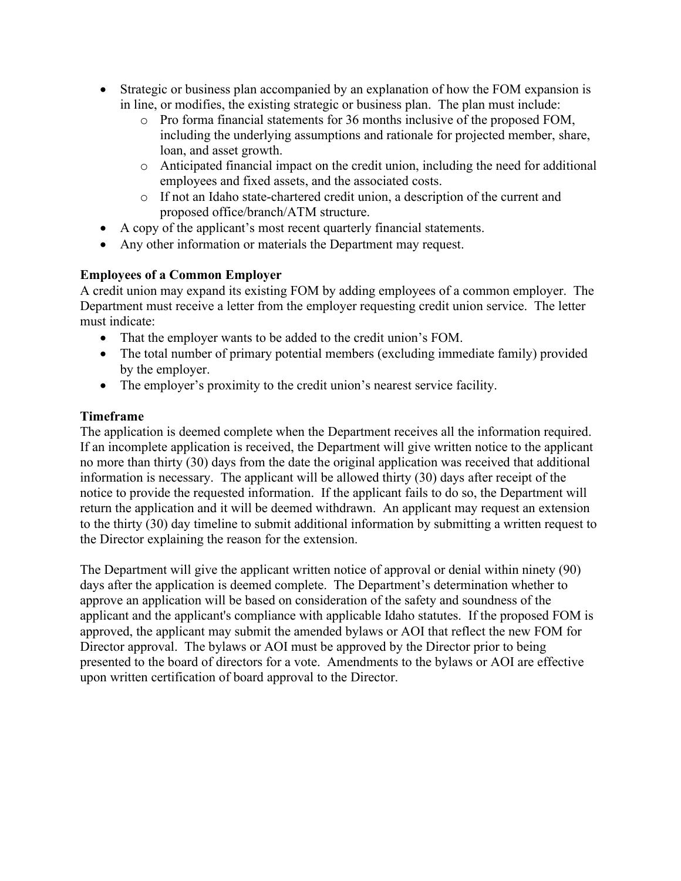- Strategic or business plan accompanied by an explanation of how the FOM expansion is in line, or modifies, the existing strategic or business plan. The plan must include:
  - Pro forma financial statements for 36 months inclusive of the proposed FOM, including the underlying assumptions and rationale for projected member, share, loan, and asset growth.
  - Anticipated financial impact on the credit union, including the need for additional employees and fixed assets, and the associated costs.
  - If not an Idaho state-chartered credit union, a description of the current and proposed office/branch/ATM structure.
- A copy of the applicant's most recent quarterly financial statements.
- Any other information or materials the Department may request.

**Employees of a Common Employer**

A credit union may expand its existing FOM by adding employees of a common employer. The Department must receive a letter from the employer requesting credit union service. The letter must indicate:

- That the employer wants to be added to the credit union's FOM.
- The total number of primary potential members (excluding immediate family) provided by the employer.
- The employer's proximity to the credit union's nearest service facility.

**Timeframe**

The application is deemed complete when the Department receives all the information required. If an incomplete application is received, the Department will give written notice to the applicant no more than thirty (30) days from the date the original application was received that additional information is necessary. The applicant will be allowed thirty (30) days after receipt of the notice to provide the requested information. If the applicant fails to do so, the Department will return the application and it will be deemed withdrawn. An applicant may request an extension to the thirty (30) day timeline to submit additional information by submitting a written request to the Director explaining the reason for the extension.

The Department will give the applicant written notice of approval or denial within ninety (90) days after the application is deemed complete. The Department's determination whether to approve an application will be based on consideration of the safety and soundness of the applicant and the applicant's compliance with applicable Idaho statutes. If the proposed FOM is approved, the applicant may submit the amended bylaws or AOI that reflect the new FOM for Director approval. The bylaws or AOI must be approved by the Director prior to being presented to the board of directors for a vote. Amendments to the bylaws or AOI are effective upon written certification of board approval to the Director.